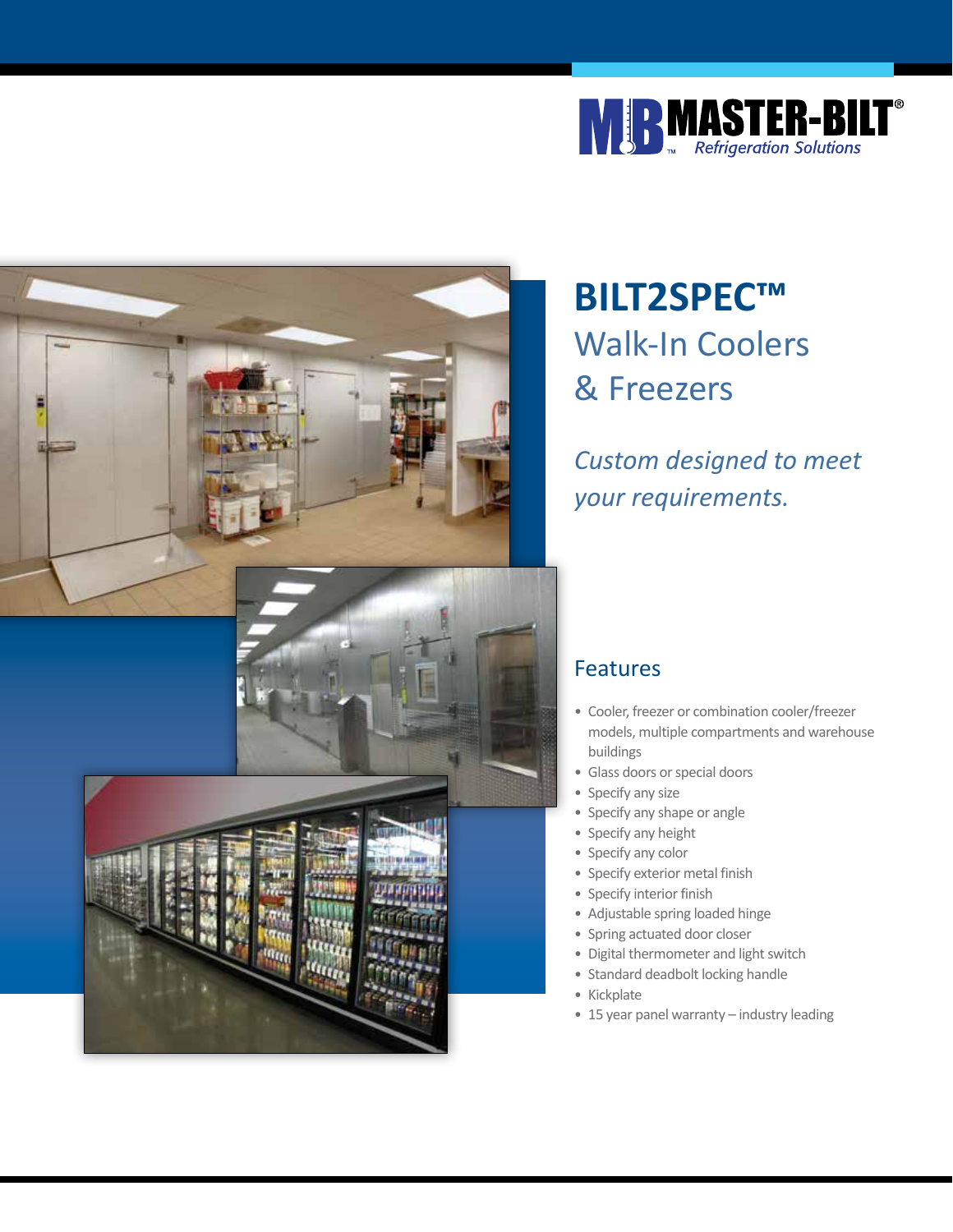MASTER-BILT®
*Refrigeration Solutions*

# BILT2SPEC™

## Walk-In Coolers & Freezers

*Custom designed to meet your requirements.*

## Features

- Cooler, freezer or combination cooler/freezer models, multiple compartments and warehouse buildings
- Glass doors or special doors
- Specify any size
- Specify any shape or angle
- Specify any height
- Specify any color
- Specify exterior metal finish
- Specify interior finish
- Adjustable spring loaded hinge
- Spring actuated door closer
- Digital thermometer and light switch
- Standard deadbolt locking handle
- Kickplate
- 15 year panel warranty – industry leading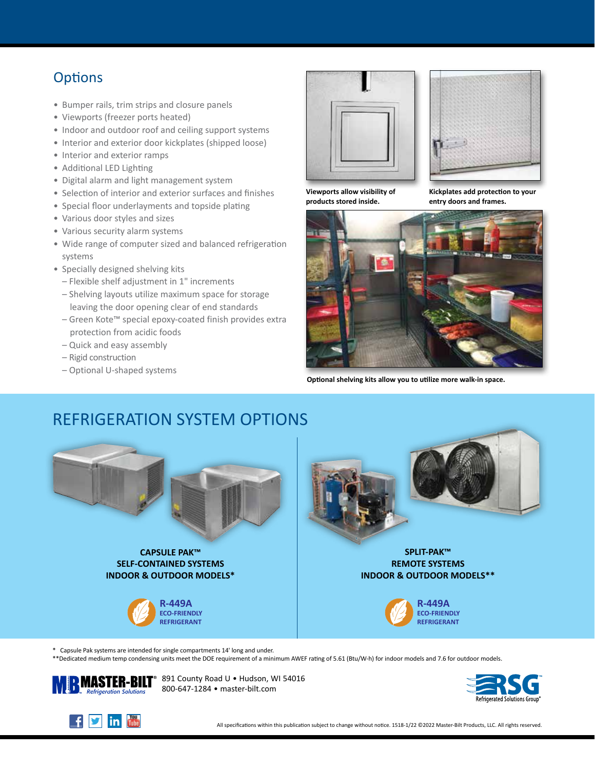## Options

- Bumper rails, trim strips and closure panels
- Viewports (freezer ports heated)
- Indoor and outdoor roof and ceiling support systems
- Interior and exterior door kickplates (shipped loose)
- Interior and exterior ramps
- Additional LED Lighting
- Digital alarm and light management system
- Selection of interior and exterior surfaces and finishes
- Special floor underlayments and topside plating
- Various door styles and sizes
- Various security alarm systems
- Wide range of computer sized and balanced refrigeration systems
- Specially designed shelving kits
  - Flexible shelf adjustment in 1" increments
  - Shelving layouts utilize maximum space for storage leaving the door opening clear of end standards
  - Green Kote™ special epoxy-coated finish provides extra protection from acidic foods
  - Quick and easy assembly
  - Rigid construction
  - Optional U-shaped systems

**Viewports allow visibility of products stored inside.**

**Kickplates add protection to your entry doors and frames.**

**Optional shelving kits allow you to utilize more walk-in space.**

## REFRIGERATION SYSTEM OPTIONS

**CAPSULE PAK™**
**SELF-CONTAINED SYSTEMS**
**INDOOR & OUTDOOR MODELS***

**R-449A**
**ECO-FRIENDLY REFRIGERANT**

**SPLIT-PAK™**
**REMOTE SYSTEMS**
**INDOOR & OUTDOOR MODELS****

**R-449A**
**ECO-FRIENDLY REFRIGERANT**

\* Capsule Pak systems are intended for single compartments 14' long and under.
**Dedicated medium temp condensing units meet the DOE requirement of a minimum AWEF rating of 5.61 (Btu/W-h) for indoor models and 7.6 for outdoor models.

MASTER-BILT® Refrigeration Solutions
891 County Road U • Hudson, WI 54016
800-647-1284 • master-bilt.com

RSG Refrigerated Solutions Group®

All specifications within this publication subject to change without notice. 1518-1/22 ©2022 Master-Bilt Products, LLC. All rights reserved.